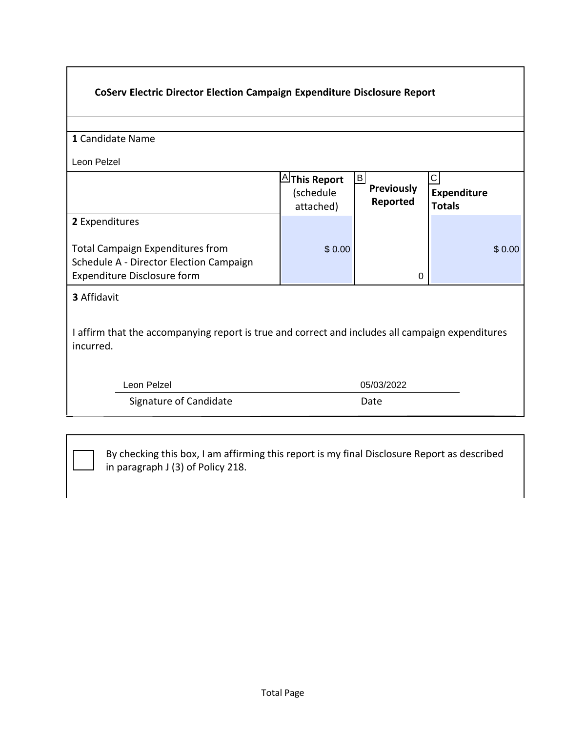## CoServ Electric Director Election Campaign Expenditure Disclosure Report

**1** Candidate Name

Leon Pelzel

| | A **This Report** (schedule attached) | B **Previously Reported** | C **Expenditure Totals** |
|---|---|---|---|
| **2** Expenditures<br><br>Total Campaign Expenditures from Schedule A - Director Election Campaign Expenditure Disclosure form | $ 0.00 | 0 | $ 0.00 |

**3** Affidavit

I affirm that the accompanying report is true and correct and includes all campaign expenditures incurred.

| Leon Pelzel | 05/03/2022 |
|---|---|
| Signature of Candidate | Date |

☐ By checking this box, I am affirming this report is my final Disclosure Report as described in paragraph J (3) of Policy 218.

Total Page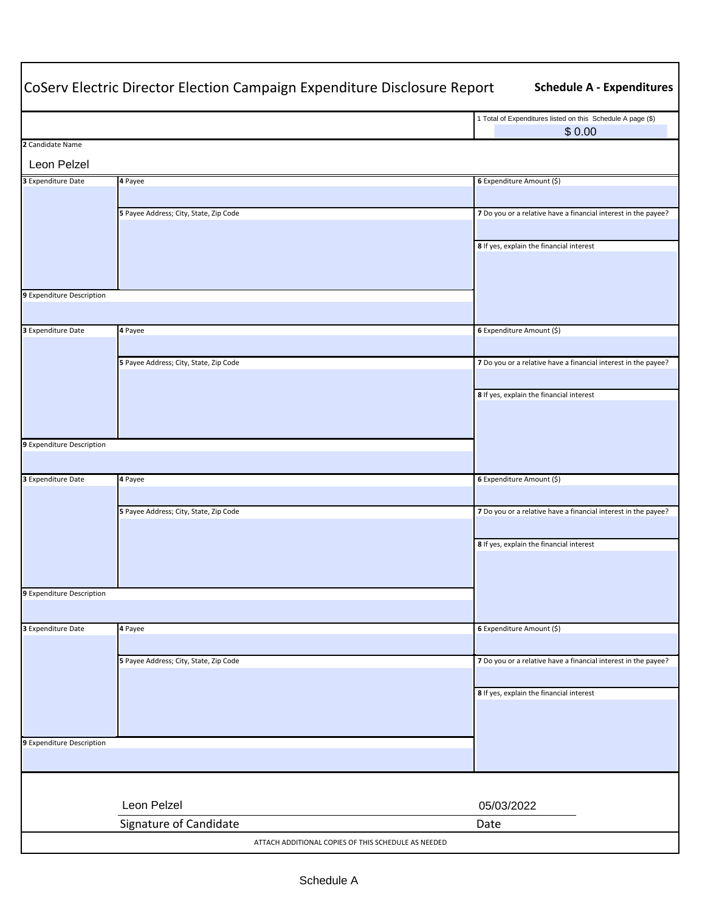# CoServ Electric Director Election Campaign Expenditure Disclosure Report

**Schedule A - Expenditures**

1 Total of Expenditures listed on this Schedule A page ($)

$ 0.00

**2** Candidate Name

Leon Pelzel

| **3** Expenditure Date | **4** Payee | **6** Expenditure Amount ($) |
|---|---|---|
| | | |
| | **5** Payee Address; City, State, Zip Code | **7** Do you or a relative have a financial interest in the payee? |
| | | |
| | | **8** If yes, explain the financial interest |
| | | |
| **9** Expenditure Description | | |
| | | |

| **3** Expenditure Date | **4** Payee | **6** Expenditure Amount ($) |
|---|---|---|
| | | |
| | **5** Payee Address; City, State, Zip Code | **7** Do you or a relative have a financial interest in the payee? |
| | | |
| | | **8** If yes, explain the financial interest |
| | | |
| **9** Expenditure Description | | |
| | | |

| **3** Expenditure Date | **4** Payee | **6** Expenditure Amount ($) |
|---|---|---|
| | | |
| | **5** Payee Address; City, State, Zip Code | **7** Do you or a relative have a financial interest in the payee? |
| | | |
| | | **8** If yes, explain the financial interest |
| | | |
| **9** Expenditure Description | | |
| | | |

| **3** Expenditure Date | **4** Payee | **6** Expenditure Amount ($) |
|---|---|---|
| | | |
| | **5** Payee Address; City, State, Zip Code | **7** Do you or a relative have a financial interest in the payee? |
| | | |
| | | **8** If yes, explain the financial interest |
| | | |
| **9** Expenditure Description | | |
| | | |

Leon Pelzel — 05/03/2022

Signature of Candidate — Date

ATTACH ADDITIONAL COPIES OF THIS SCHEDULE AS NEEDED

Schedule A